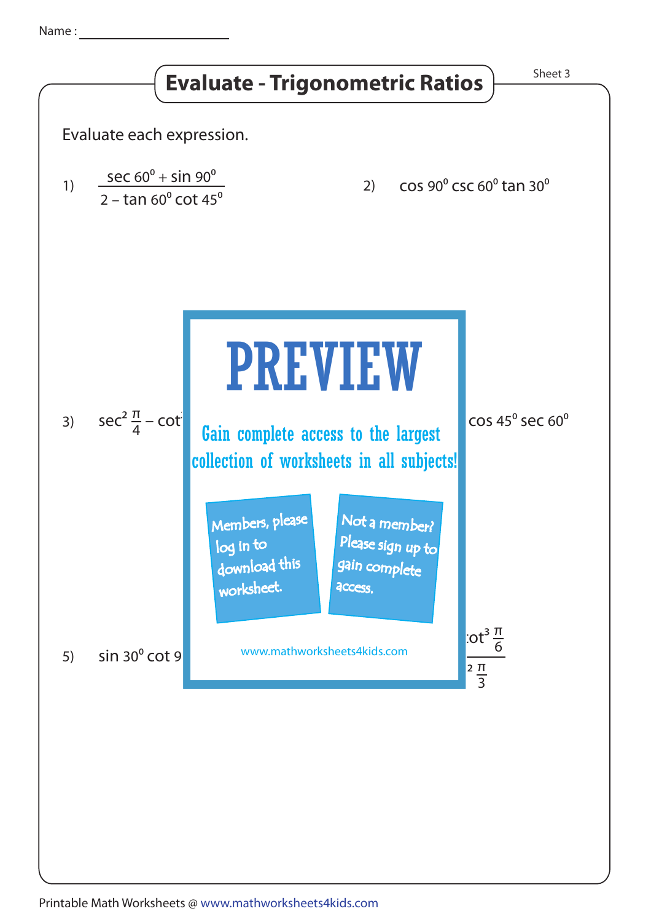Name : ____________________

# Evaluate - Trigonometric Ratios

Sheet 3

Evaluate each expression.

1) $\dfrac{\sec 60^0 + \sin 90^0}{2 - \tan 60^0 \cot 45^0}$

2) $\cos 90^0 \csc 60^0 \tan 30^0$

3) $\sec^2 \frac{\pi}{4} - \cot$

cos 45$^0$ sec 60$^0$

# PREVIEW

Gain complete access to the largest collection of worksheets in all subjects!

Members, please log in to download this worksheet.

Not a member? Please sign up to gain complete access.

www.mathworksheets4kids.com

5) sin 30$^0$ cot 9

$\cot^3 \frac{\pi}{6}$

$^2 \frac{\pi}{3}$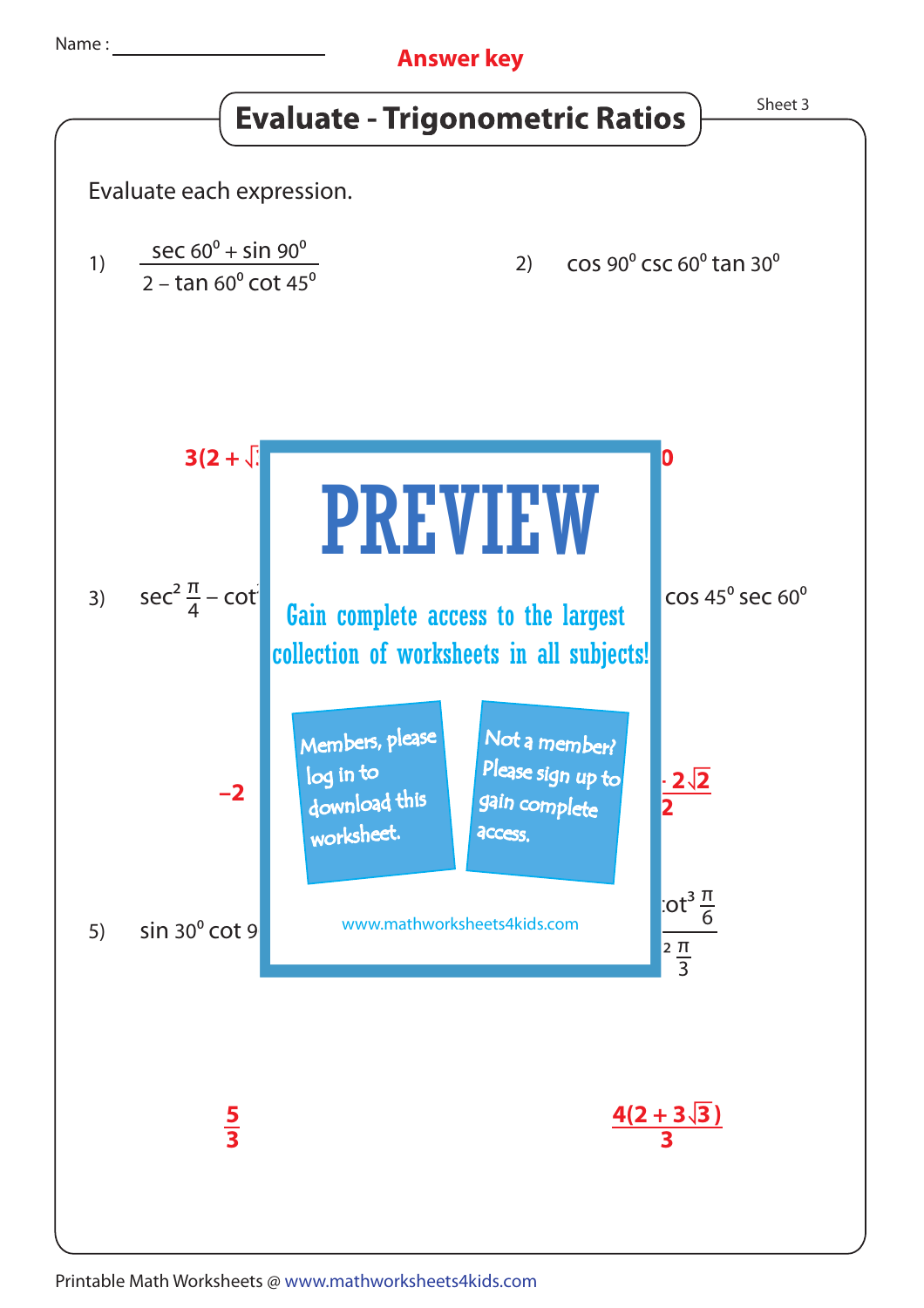Name : ____________________

**Answer key**

# Evaluate - Trigonometric Ratios

Sheet 3

Evaluate each expression.

1) $\dfrac{\sec 60^0 + \sin 90^0}{2 - \tan 60^0 \cot 45^0}$

**$3(2 + \sqrt{\phantom{3}}$**

2) $\cos 90^0 \csc 60^0 \tan 30^0$

**0**

PREVIEW

Gain complete access to the largest collection of worksheets in all subjects!

Members, please log in to download this worksheet.

Not a member? Please sign up to gain complete access.

www.mathworksheets4kids.com

3) $\sec^2 \frac{\pi}{4} - \cot$

**−2**

4) $\cos 45^0 \sec 60^0$

**$2\sqrt{2}$**
**2**

5) $\sin 30^0 \cot 9$

**$\frac{5}{3}$**

6) $\cot^3 \frac{\pi}{6}$ ... $\frac{\pi}{3}$

**$\frac{4(2 + 3\sqrt{3})}{3}$**

Printable Math Worksheets @ www.mathworksheets4kids.com